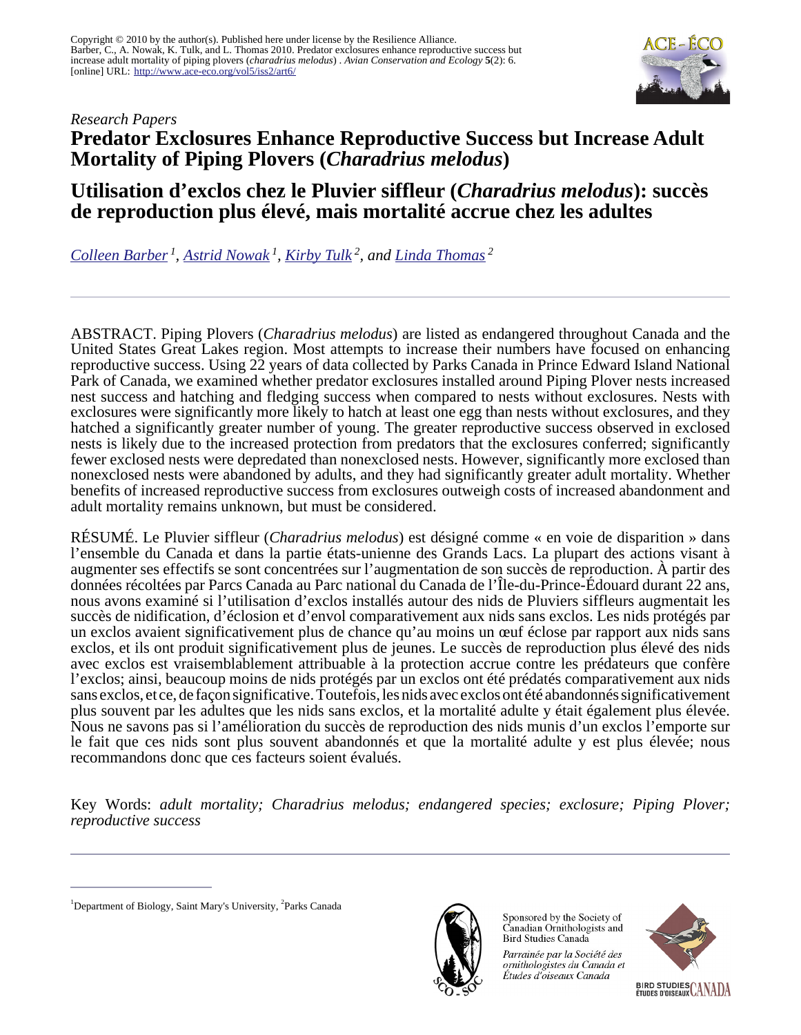Copyright © 2010 by the author(s). Published here under license by the Resilience Alliance.
Barber, C., A. Nowak, K. Tulk, and L. Thomas 2010. Predator exclosures enhance reproductive success but increase adult mortality of piping plovers (*charadrius melodus*) . *Avian Conservation and Ecology* **5**(2): 6. [online] URL: http://www.ace-eco.org/vol5/iss2/art6/

*Research Papers*

# Predator Exclosures Enhance Reproductive Success but Increase Adult Mortality of Piping Plovers (*Charadrius melodus*)

# Utilisation d'exclos chez le Pluvier siffleur (*Charadrius melodus*): succès de reproduction plus élevé, mais mortalité accrue chez les adultes

*Colleen Barber [1], Astrid Nowak [1], Kirby Tulk [2], and Linda Thomas [2]*

ABSTRACT. Piping Plovers (*Charadrius melodus*) are listed as endangered throughout Canada and the United States Great Lakes region. Most attempts to increase their numbers have focused on enhancing reproductive success. Using 22 years of data collected by Parks Canada in Prince Edward Island National Park of Canada, we examined whether predator exclosures installed around Piping Plover nests increased nest success and hatching and fledging success when compared to nests without exclosures. Nests with exclosures were significantly more likely to hatch at least one egg than nests without exclosures, and they hatched a significantly greater number of young. The greater reproductive success observed in exclosed nests is likely due to the increased protection from predators that the exclosures conferred; significantly fewer exclosed nests were depredated than nonexclosed nests. However, significantly more exclosed than nonexclosed nests were abandoned by adults, and they had significantly greater adult mortality. Whether benefits of increased reproductive success from exclosures outweigh costs of increased abandonment and adult mortality remains unknown, but must be considered.

RÉSUMÉ. Le Pluvier siffleur (*Charadrius melodus*) est désigné comme « en voie de disparition » dans l'ensemble du Canada et dans la partie états-unienne des Grands Lacs. La plupart des actions visant à augmenter ses effectifs se sont concentrées sur l'augmentation de son succès de reproduction. À partir des données récoltées par Parcs Canada au Parc national du Canada de l'Île-du-Prince-Édouard durant 22 ans, nous avons examiné si l'utilisation d'exclos installés autour des nids de Pluviers siffleurs augmentait les succès de nidification, d'éclosion et d'envol comparativement aux nids sans exclos. Les nids protégés par un exclos avaient significativement plus de chance qu'au moins un œuf éclose par rapport aux nids sans exclos, et ils ont produit significativement plus de jeunes. Le succès de reproduction plus élevé des nids avec exclos est vraisemblablement attribuable à la protection accrue contre les prédateurs que confère l'exclos; ainsi, beaucoup moins de nids protégés par un exclos ont été prédatés comparativement aux nids sans exclos, et ce, de façon significative. Toutefois, les nids avec exclos ont été abandonnés significativement plus souvent par les adultes que les nids sans exclos, et la mortalité adulte y était également plus élevée. Nous ne savons pas si l'amélioration du succès de reproduction des nids munis d'un exclos l'emporte sur le fait que ces nids sont plus souvent abandonnés et que la mortalité adulte y est plus élevée; nous recommandons donc que ces facteurs soient évalués.

Key Words: *adult mortality; Charadrius melodus; endangered species; exclosure; Piping Plover; reproductive success*

---

[1]Department of Biology, Saint Mary's University, [2]Parks Canada

Sponsored by the Society of Canadian Ornithologists and Bird Studies Canada

*Parrainée par la Société des ornithologistes du Canada et Études d'oiseaux Canada*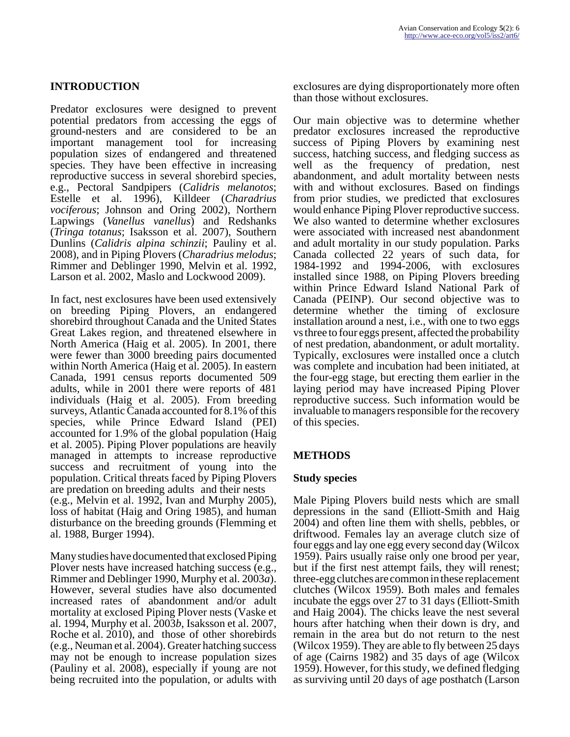## INTRODUCTION

Predator exclosures were designed to prevent potential predators from accessing the eggs of ground-nesters and are considered to be an important management tool for increasing population sizes of endangered and threatened species. They have been effective in increasing reproductive success in several shorebird species, e.g., Pectoral Sandpipers (*Calidris melanotos*; Estelle et al. 1996), Killdeer (*Charadrius vociferous*; Johnson and Oring 2002), Northern Lapwings (*Vanellus vanellus*) and Redshanks (*Tringa totanus*; Isaksson et al. 2007), Southern Dunlins (*Calidris alpina schinzii*; Pauliny et al. 2008), and in Piping Plovers (*Charadrius melodus*; Rimmer and Deblinger 1990, Melvin et al. 1992, Larson et al. 2002, Maslo and Lockwood 2009).

In fact, nest exclosures have been used extensively on breeding Piping Plovers, an endangered shorebird throughout Canada and the United States Great Lakes region, and threatened elsewhere in North America (Haig et al. 2005). In 2001, there were fewer than 3000 breeding pairs documented within North America (Haig et al. 2005). In eastern Canada, 1991 census reports documented 509 adults, while in 2001 there were reports of 481 individuals (Haig et al. 2005). From breeding surveys, Atlantic Canada accounted for 8.1% of this species, while Prince Edward Island (PEI) accounted for 1.9% of the global population (Haig et al. 2005). Piping Plover populations are heavily managed in attempts to increase reproductive success and recruitment of young into the population. Critical threats faced by Piping Plovers are predation on breeding adults and their nests (e.g., Melvin et al. 1992, Ivan and Murphy 2005), loss of habitat (Haig and Oring 1985), and human disturbance on the breeding grounds (Flemming et al. 1988, Burger 1994).

Many studies have documented that exclosed Piping Plover nests have increased hatching success (e.g., Rimmer and Deblinger 1990, Murphy et al. 2003*a*). However, several studies have also documented increased rates of abandonment and/or adult mortality at exclosed Piping Plover nests (Vaske et al. 1994, Murphy et al. 2003*b*, Isaksson et al. 2007, Roche et al. 2010), and those of other shorebirds (e.g., Neuman et al. 2004). Greater hatching success may not be enough to increase population sizes (Pauliny et al. 2008), especially if young are not being recruited into the population, or adults with exclosures are dying disproportionately more often than those without exclosures.

Our main objective was to determine whether predator exclosures increased the reproductive success of Piping Plovers by examining nest success, hatching success, and fledging success as well as the frequency of predation, nest abandonment, and adult mortality between nests with and without exclosures. Based on findings from prior studies, we predicted that exclosures would enhance Piping Plover reproductive success. We also wanted to determine whether exclosures were associated with increased nest abandonment and adult mortality in our study population. Parks Canada collected 22 years of such data, for 1984-1992 and 1994-2006, with exclosures installed since 1988, on Piping Plovers breeding within Prince Edward Island National Park of Canada (PEINP). Our second objective was to determine whether the timing of exclosure installation around a nest, i.e., with one to two eggs vs three to four eggs present, affected the probability of nest predation, abandonment, or adult mortality. Typically, exclosures were installed once a clutch was complete and incubation had been initiated, at the four-egg stage, but erecting them earlier in the laying period may have increased Piping Plover reproductive success. Such information would be invaluable to managers responsible for the recovery of this species.

## METHODS

### Study species

Male Piping Plovers build nests which are small depressions in the sand (Elliott-Smith and Haig 2004) and often line them with shells, pebbles, or driftwood. Females lay an average clutch size of four eggs and lay one egg every second day (Wilcox 1959). Pairs usually raise only one brood per year, but if the first nest attempt fails, they will renest; three-egg clutches are common in these replacement clutches (Wilcox 1959). Both males and females incubate the eggs over 27 to 31 days (Elliott-Smith and Haig 2004). The chicks leave the nest several hours after hatching when their down is dry, and remain in the area but do not return to the nest (Wilcox 1959). They are able to fly between 25 days of age (Cairns 1982) and 35 days of age (Wilcox 1959). However, for this study, we defined fledging as surviving until 20 days of age posthatch (Larson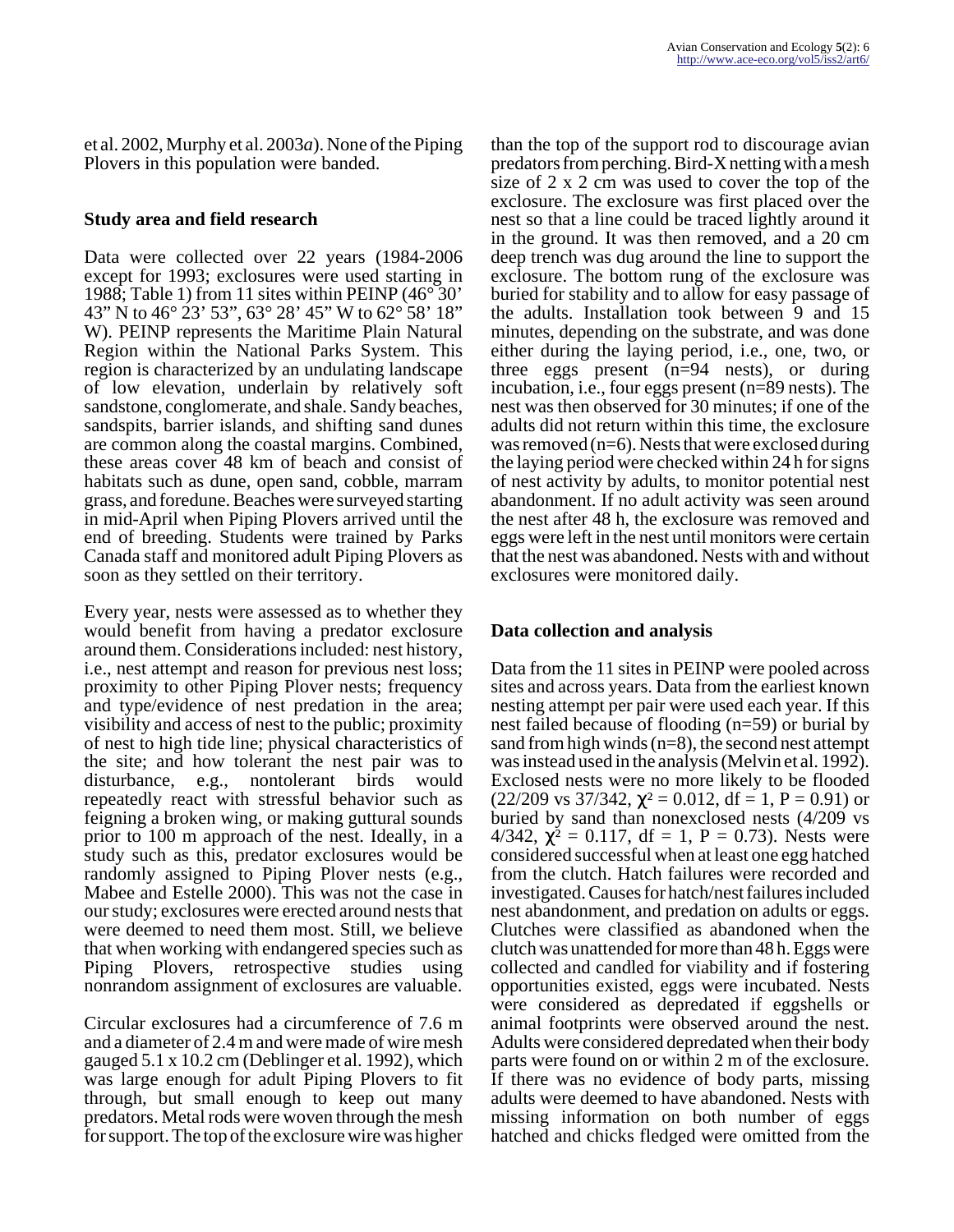et al. 2002, Murphy et al. 2003*a*). None of the Piping Plovers in this population were banded.

## Study area and field research

Data were collected over 22 years (1984-2006 except for 1993; exclosures were used starting in 1988; Table 1) from 11 sites within PEINP (46° 30' 43" N to 46° 23' 53", 63° 28' 45" W to 62° 58' 18" W). PEINP represents the Maritime Plain Natural Region within the National Parks System. This region is characterized by an undulating landscape of low elevation, underlain by relatively soft sandstone, conglomerate, and shale. Sandy beaches, sandspits, barrier islands, and shifting sand dunes are common along the coastal margins. Combined, these areas cover 48 km of beach and consist of habitats such as dune, open sand, cobble, marram grass, and foredune. Beaches were surveyed starting in mid-April when Piping Plovers arrived until the end of breeding. Students were trained by Parks Canada staff and monitored adult Piping Plovers as soon as they settled on their territory.

Every year, nests were assessed as to whether they would benefit from having a predator exclosure around them. Considerations included: nest history, i.e., nest attempt and reason for previous nest loss; proximity to other Piping Plover nests; frequency and type/evidence of nest predation in the area; visibility and access of nest to the public; proximity of nest to high tide line; physical characteristics of the site; and how tolerant the nest pair was to disturbance, e.g., nontolerant birds would repeatedly react with stressful behavior such as feigning a broken wing, or making guttural sounds prior to 100 m approach of the nest. Ideally, in a study such as this, predator exclosures would be randomly assigned to Piping Plover nests (e.g., Mabee and Estelle 2000). This was not the case in our study; exclosures were erected around nests that were deemed to need them most. Still, we believe that when working with endangered species such as Piping Plovers, retrospective studies using nonrandom assignment of exclosures are valuable.

Circular exclosures had a circumference of 7.6 m and a diameter of 2.4 m and were made of wire mesh gauged 5.1 x 10.2 cm (Deblinger et al. 1992), which was large enough for adult Piping Plovers to fit through, but small enough to keep out many predators. Metal rods were woven through the mesh for support. The top of the exclosure wire was higher than the top of the support rod to discourage avian predators from perching. Bird-X netting with a mesh size of 2 x 2 cm was used to cover the top of the exclosure. The exclosure was first placed over the nest so that a line could be traced lightly around it in the ground. It was then removed, and a 20 cm deep trench was dug around the line to support the exclosure. The bottom rung of the exclosure was buried for stability and to allow for easy passage of the adults. Installation took between 9 and 15 minutes, depending on the substrate, and was done either during the laying period, i.e., one, two, or three eggs present (n=94 nests), or during incubation, i.e., four eggs present (n=89 nests). The nest was then observed for 30 minutes; if one of the adults did not return within this time, the exclosure was removed (n=6). Nests that were exclosed during the laying period were checked within 24 h for signs of nest activity by adults, to monitor potential nest abandonment. If no adult activity was seen around the nest after 48 h, the exclosure was removed and eggs were left in the nest until monitors were certain that the nest was abandoned. Nests with and without exclosures were monitored daily.

## Data collection and analysis

Data from the 11 sites in PEINP were pooled across sites and across years. Data from the earliest known nesting attempt per pair were used each year. If this nest failed because of flooding (n=59) or burial by sand from high winds (n=8), the second nest attempt was instead used in the analysis (Melvin et al. 1992). Exclosed nests were no more likely to be flooded (22/209 vs 37/342, $\chi^2 = 0.012$, df = 1, P = 0.91) or buried by sand than nonexclosed nests (4/209 vs 4/342, $\chi^2 = 0.117$, df = 1, P = 0.73). Nests were considered successful when at least one egg hatched from the clutch. Hatch failures were recorded and investigated. Causes for hatch/nest failures included nest abandonment, and predation on adults or eggs. Clutches were classified as abandoned when the clutch was unattended for more than 48 h. Eggs were collected and candled for viability and if fostering opportunities existed, eggs were incubated. Nests were considered as depredated if eggshells or animal footprints were observed around the nest. Adults were considered depredated when their body parts were found on or within 2 m of the exclosure. If there was no evidence of body parts, missing adults were deemed to have abandoned. Nests with missing information on both number of eggs hatched and chicks fledged were omitted from the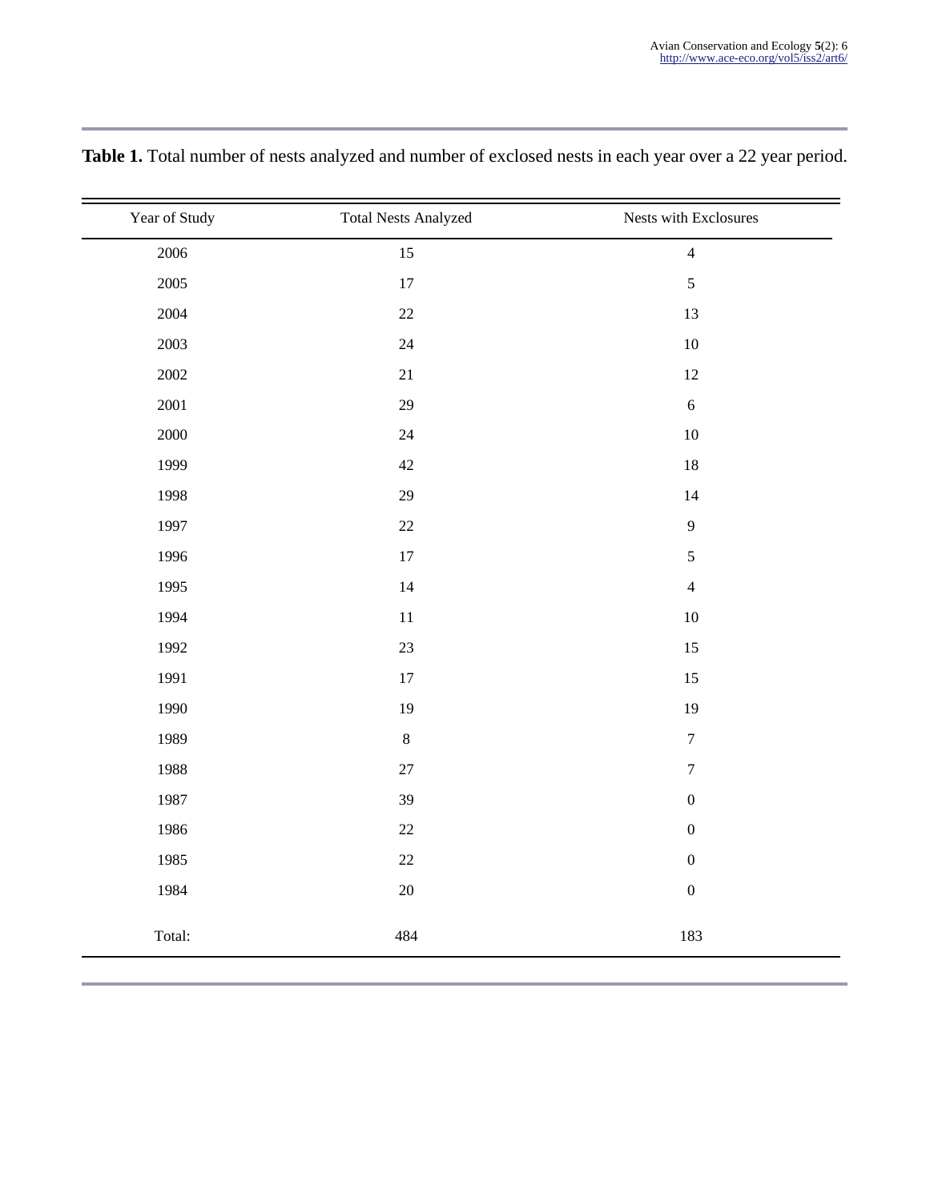**Table 1.** Total number of nests analyzed and number of exclosed nests in each year over a 22 year period.

| Year of Study | Total Nests Analyzed | Nests with Exclosures |
|---|---|---|
| 2006 | 15 | 4 |
| 2005 | 17 | 5 |
| 2004 | 22 | 13 |
| 2003 | 24 | 10 |
| 2002 | 21 | 12 |
| 2001 | 29 | 6 |
| 2000 | 24 | 10 |
| 1999 | 42 | 18 |
| 1998 | 29 | 14 |
| 1997 | 22 | 9 |
| 1996 | 17 | 5 |
| 1995 | 14 | 4 |
| 1994 | 11 | 10 |
| 1992 | 23 | 15 |
| 1991 | 17 | 15 |
| 1990 | 19 | 19 |
| 1989 | 8 | 7 |
| 1988 | 27 | 7 |
| 1987 | 39 | 0 |
| 1986 | 22 | 0 |
| 1985 | 22 | 0 |
| 1984 | 20 | 0 |
| Total: | 484 | 183 |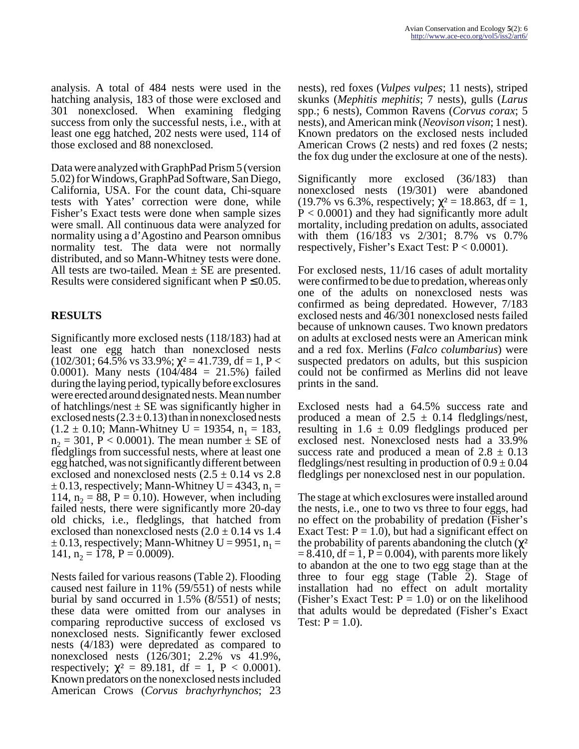analysis. A total of 484 nests were used in the hatching analysis, 183 of those were exclosed and 301 nonexclosed. When examining fledging success from only the successful nests, i.e., with at least one egg hatched, 202 nests were used, 114 of those exclosed and 88 nonexclosed.

Data were analyzed with GraphPad Prism 5 (version 5.02) for Windows, GraphPad Software, San Diego, California, USA. For the count data, Chi-square tests with Yates' correction were done, while Fisher's Exact tests were done when sample sizes were small. All continuous data were analyzed for normality using a d'Agostino and Pearson omnibus normality test. The data were not normally distributed, and so Mann-Whitney tests were done. All tests are two-tailed. Mean ± SE are presented. Results were considered significant when $P \leq 0.05$.

## RESULTS

Significantly more exclosed nests (118/183) had at least one egg hatch than nonexclosed nests (102/301; 64.5% vs 33.9%; $\chi^2 = 41.739$, df = 1, $P < 0.0001$). Many nests (104/484 = 21.5%) failed during the laying period, typically before exclosures were erected around designated nests. Mean number of hatchlings/nest ± SE was significantly higher in exclosed nests (2.3 ± 0.13) than in nonexclosed nests (1.2 ± 0.10; Mann-Whitney U = 19354, $n_1 = 183$, $n_2 = 301$, $P < 0.0001$). The mean number ± SE of fledglings from successful nests, where at least one egg hatched, was not significantly different between exclosed and nonexclosed nests (2.5 ± 0.14 vs 2.8 ± 0.13, respectively; Mann-Whitney U = 4343, $n_1 = 114$, $n_2 = 88$, $P = 0.10$). However, when including failed nests, there were significantly more 20-day old chicks, i.e., fledglings, that hatched from exclosed than nonexclosed nests (2.0 ± 0.14 vs 1.4 ± 0.13, respectively; Mann-Whitney U = 9951, $n_1 = 141$, $n_2 = 178$, $P = 0.0009$).

Nests failed for various reasons (Table 2). Flooding caused nest failure in 11% (59/551) of nests while burial by sand occurred in 1.5% (8/551) of nests; these data were omitted from our analyses in comparing reproductive success of exclosed vs nonexclosed nests. Significantly fewer exclosed nests (4/183) were depredated as compared to nonexclosed nests (126/301; 2.2% vs 41.9%, respectively; $\chi^2 = 89.181$, df = 1, $P < 0.0001$). Known predators on the nonexclosed nests included American Crows (*Corvus brachyrhynchos*; 23 nests), red foxes (*Vulpes vulpes*; 11 nests), striped skunks (*Mephitis mephitis*; 7 nests), gulls (*Larus* spp.; 6 nests), Common Ravens (*Corvus corax*; 5 nests), and American mink (*Neovison vison*; 1 nest). Known predators on the exclosed nests included American Crows (2 nests) and red foxes (2 nests; the fox dug under the exclosure at one of the nests).

Significantly more exclosed (36/183) than nonexclosed nests (19/301) were abandoned (19.7% vs 6.3%, respectively; $\chi^2 = 18.863$, df = 1, $P < 0.0001$) and they had significantly more adult mortality, including predation on adults, associated with them (16/183 vs 2/301; 8.7% vs 0.7% respectively, Fisher's Exact Test: $P < 0.0001$).

For exclosed nests, 11/16 cases of adult mortality were confirmed to be due to predation, whereas only one of the adults on nonexclosed nests was confirmed as being depredated. However, 7/183 exclosed nests and 46/301 nonexclosed nests failed because of unknown causes. Two known predators on adults at exclosed nests were an American mink and a red fox. Merlins (*Falco columbarius*) were suspected predators on adults, but this suspicion could not be confirmed as Merlins did not leave prints in the sand.

Exclosed nests had a 64.5% success rate and produced a mean of 2.5 ± 0.14 fledglings/nest, resulting in 1.6 ± 0.09 fledglings produced per exclosed nest. Nonexclosed nests had a 33.9% success rate and produced a mean of 2.8 ± 0.13 fledglings/nest resulting in production of 0.9 ± 0.04 fledglings per nonexclosed nest in our population.

The stage at which exclosures were installed around the nests, i.e., one to two vs three to four eggs, had no effect on the probability of predation (Fisher's Exact Test: $P = 1.0$), but had a significant effect on the probability of parents abandoning the clutch ($\chi^2 = 8.410$, df = 1, $P = 0.004$), with parents more likely to abandon at the one to two egg stage than at the three to four egg stage (Table 2). Stage of installation had no effect on adult mortality (Fisher's Exact Test: $P = 1.0$) or on the likelihood that adults would be depredated (Fisher's Exact Test: $P = 1.0$).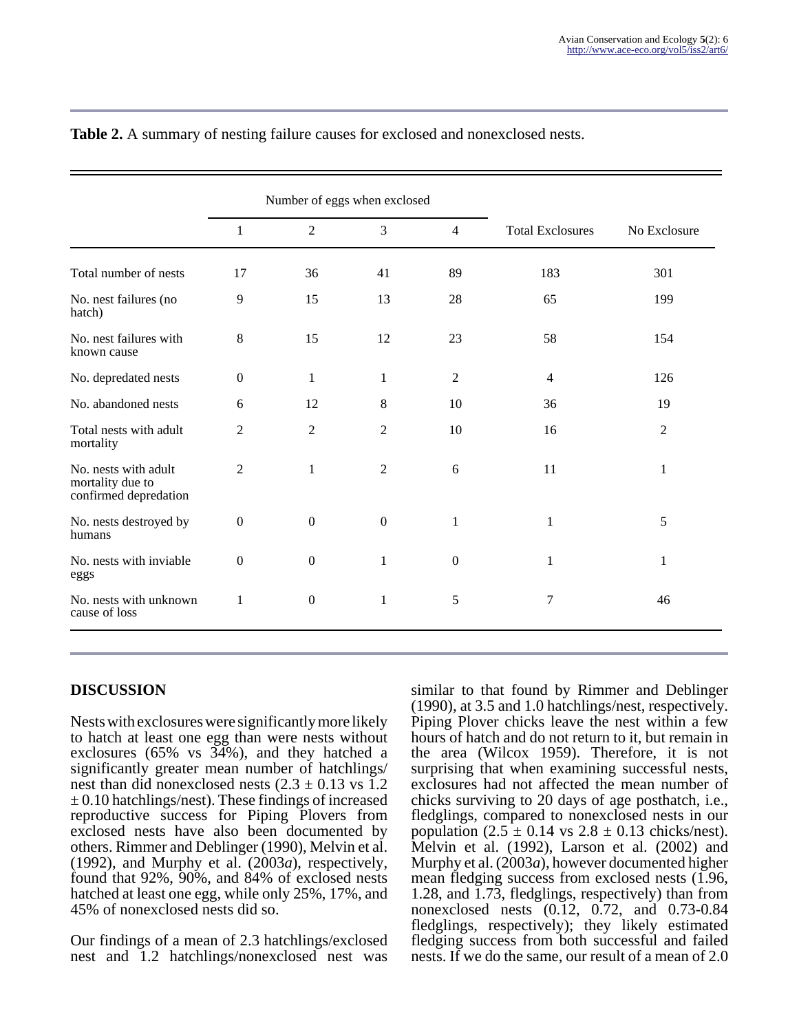**Table 2.** A summary of nesting failure causes for exclosed and nonexclosed nests.

| | Number of eggs when exclosed | | | | Total Exclosures | No Exclosure |
|---|---|---|---|---|---|---|
| | 1 | 2 | 3 | 4 | | |
| Total number of nests | 17 | 36 | 41 | 89 | 183 | 301 |
| No. nest failures (no hatch) | 9 | 15 | 13 | 28 | 65 | 199 |
| No. nest failures with known cause | 8 | 15 | 12 | 23 | 58 | 154 |
| No. depredated nests | 0 | 1 | 1 | 2 | 4 | 126 |
| No. abandoned nests | 6 | 12 | 8 | 10 | 36 | 19 |
| Total nests with adult mortality | 2 | 2 | 2 | 10 | 16 | 2 |
| No. nests with adult mortality due to confirmed depredation | 2 | 1 | 2 | 6 | 11 | 1 |
| No. nests destroyed by humans | 0 | 0 | 0 | 1 | 1 | 5 |
| No. nests with inviable eggs | 0 | 0 | 1 | 0 | 1 | 1 |
| No. nests with unknown cause of loss | 1 | 0 | 1 | 5 | 7 | 46 |

## DISCUSSION

Nests with exclosures were significantly more likely to hatch at least one egg than were nests without exclosures (65% vs 34%), and they hatched a significantly greater mean number of hatchlings/nest than did nonexclosed nests ($2.3 \pm 0.13$ vs $1.2 \pm 0.10$ hatchlings/nest). These findings of increased reproductive success for Piping Plovers from exclosed nests have also been documented by others. Rimmer and Deblinger (1990), Melvin et al. (1992), and Murphy et al. (2003*a*), respectively, found that 92%, 90%, and 84% of exclosed nests hatched at least one egg, while only 25%, 17%, and 45% of nonexclosed nests did so.

Our findings of a mean of 2.3 hatchlings/exclosed nest and 1.2 hatchlings/nonexclosed nest was similar to that found by Rimmer and Deblinger (1990), at 3.5 and 1.0 hatchlings/nest, respectively. Piping Plover chicks leave the nest within a few hours of hatch and do not return to it, but remain in the area (Wilcox 1959). Therefore, it is not surprising that when examining successful nests, exclosures had not affected the mean number of chicks surviving to 20 days of age posthatch, i.e., fledglings, compared to nonexclosed nests in our population ($2.5 \pm 0.14$ vs $2.8 \pm 0.13$ chicks/nest). Melvin et al. (1992), Larson et al. (2002) and Murphy et al. (2003*a*), however documented higher mean fledging success from exclosed nests (1.96, 1.28, and 1.73, fledglings, respectively) than from nonexclosed nests (0.12, 0.72, and 0.73-0.84 fledglings, respectively); they likely estimated fledging success from both successful and failed nests. If we do the same, our result of a mean of 2.0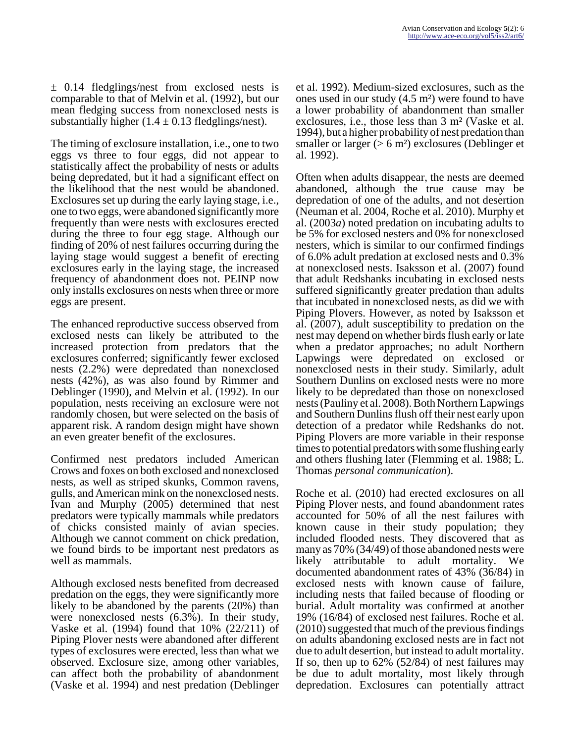± 0.14 fledglings/nest from exclosed nests is comparable to that of Melvin et al. (1992), but our mean fledging success from nonexclosed nests is substantially higher (1.4 ± 0.13 fledglings/nest).

The timing of exclosure installation, i.e., one to two eggs vs three to four eggs, did not appear to statistically affect the probability of nests or adults being depredated, but it had a significant effect on the likelihood that the nest would be abandoned. Exclosures set up during the early laying stage, i.e., one to two eggs, were abandoned significantly more frequently than were nests with exclosures erected during the three to four egg stage. Although our finding of 20% of nest failures occurring during the laying stage would suggest a benefit of erecting exclosures early in the laying stage, the increased frequency of abandonment does not. PEINP now only installs exclosures on nests when three or more eggs are present.

The enhanced reproductive success observed from exclosed nests can likely be attributed to the increased protection from predators that the exclosures conferred; significantly fewer exclosed nests (2.2%) were depredated than nonexclosed nests (42%), as was also found by Rimmer and Deblinger (1990), and Melvin et al. (1992). In our population, nests receiving an exclosure were not randomly chosen, but were selected on the basis of apparent risk. A random design might have shown an even greater benefit of the exclosures.

Confirmed nest predators included American Crows and foxes on both exclosed and nonexclosed nests, as well as striped skunks, Common ravens, gulls, and American mink on the nonexclosed nests. Ivan and Murphy (2005) determined that nest predators were typically mammals while predators of chicks consisted mainly of avian species. Although we cannot comment on chick predation, we found birds to be important nest predators as well as mammals.

Although exclosed nests benefited from decreased predation on the eggs, they were significantly more likely to be abandoned by the parents (20%) than were nonexclosed nests (6.3%). In their study, Vaske et al. (1994) found that 10% (22/211) of Piping Plover nests were abandoned after different types of exclosures were erected, less than what we observed. Exclosure size, among other variables, can affect both the probability of abandonment (Vaske et al. 1994) and nest predation (Deblinger et al. 1992). Medium-sized exclosures, such as the ones used in our study (4.5 m²) were found to have a lower probability of abandonment than smaller exclosures, i.e., those less than 3 m² (Vaske et al. 1994), but a higher probability of nest predation than smaller or larger (> 6 m²) exclosures (Deblinger et al. 1992).

Often when adults disappear, the nests are deemed abandoned, although the true cause may be depredation of one of the adults, and not desertion (Neuman et al. 2004, Roche et al. 2010). Murphy et al. (2003*a*) noted predation on incubating adults to be 5% for exclosed nesters and 0% for nonexclosed nesters, which is similar to our confirmed findings of 6.0% adult predation at exclosed nests and 0.3% at nonexclosed nests. Isaksson et al. (2007) found that adult Redshanks incubating in exclosed nests suffered significantly greater predation than adults that incubated in nonexclosed nests, as did we with Piping Plovers. However, as noted by Isaksson et al. (2007), adult susceptibility to predation on the nest may depend on whether birds flush early or late when a predator approaches; no adult Northern Lapwings were depredated on exclosed or nonexclosed nests in their study. Similarly, adult Southern Dunlins on exclosed nests were no more likely to be depredated than those on nonexclosed nests (Pauliny et al. 2008). Both Northern Lapwings and Southern Dunlins flush off their nest early upon detection of a predator while Redshanks do not. Piping Plovers are more variable in their response times to potential predators with some flushing early and others flushing later (Flemming et al. 1988; L. Thomas *personal communication*).

Roche et al. (2010) had erected exclosures on all Piping Plover nests, and found abandonment rates accounted for 50% of all the nest failures with known cause in their study population; they included flooded nests. They discovered that as many as 70% (34/49) of those abandoned nests were likely attributable to adult mortality. We documented abandonment rates of 43% (36/84) in exclosed nests with known cause of failure, including nests that failed because of flooding or burial. Adult mortality was confirmed at another 19% (16/84) of exclosed nest failures. Roche et al. (2010) suggested that much of the previous findings on adults abandoning exclosed nests are in fact not due to adult desertion, but instead to adult mortality. If so, then up to 62% (52/84) of nest failures may be due to adult mortality, most likely through depredation. Exclosures can potentially attract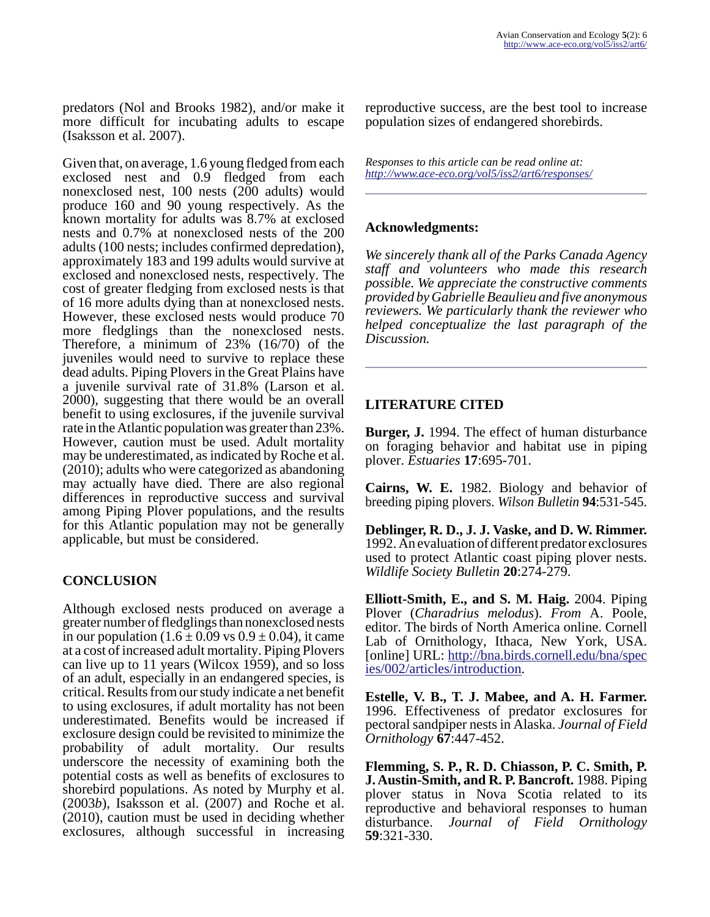predators (Nol and Brooks 1982), and/or make it more difficult for incubating adults to escape (Isaksson et al. 2007).

Given that, on average, 1.6 young fledged from each exclosed nest and 0.9 fledged from each nonexclosed nest, 100 nests (200 adults) would produce 160 and 90 young respectively. As the known mortality for adults was 8.7% at exclosed nests and 0.7% at nonexclosed nests of the 200 adults (100 nests; includes confirmed depredation), approximately 183 and 199 adults would survive at exclosed and nonexclosed nests, respectively. The cost of greater fledging from exclosed nests is that of 16 more adults dying than at nonexclosed nests. However, these exclosed nests would produce 70 more fledglings than the nonexclosed nests. Therefore, a minimum of 23% (16/70) of the juveniles would need to survive to replace these dead adults. Piping Plovers in the Great Plains have a juvenile survival rate of 31.8% (Larson et al. 2000), suggesting that there would be an overall benefit to using exclosures, if the juvenile survival rate in the Atlantic population was greater than 23%. However, caution must be used. Adult mortality may be underestimated, as indicated by Roche et al. (2010); adults who were categorized as abandoning may actually have died. There are also regional differences in reproductive success and survival among Piping Plover populations, and the results for this Atlantic population may not be generally applicable, but must be considered.

## CONCLUSION

Although exclosed nests produced on average a greater number of fledglings than nonexclosed nests in our population ($1.6 \pm 0.09$ vs $0.9 \pm 0.04$), it came at a cost of increased adult mortality. Piping Plovers can live up to 11 years (Wilcox 1959), and so loss of an adult, especially in an endangered species, is critical. Results from our study indicate a net benefit to using exclosures, if adult mortality has not been underestimated. Benefits would be increased if exclosure design could be revisited to minimize the probability of adult mortality. Our results underscore the necessity of examining both the potential costs as well as benefits of exclosures to shorebird populations. As noted by Murphy et al. (2003*b*), Isaksson et al. (2007) and Roche et al. (2010), caution must be used in deciding whether exclosures, although successful in increasing reproductive success, are the best tool to increase population sizes of endangered shorebirds.

*Responses to this article can be read online at:*
*http://www.ace-eco.org/vol5/iss2/art6/responses/*

---

## Acknowledgments:

*We sincerely thank all of the Parks Canada Agency staff and volunteers who made this research possible. We appreciate the constructive comments provided by Gabrielle Beaulieu and five anonymous reviewers. We particularly thank the reviewer who helped conceptualize the last paragraph of the Discussion.*

---

## LITERATURE CITED

**Burger, J.** 1994. The effect of human disturbance on foraging behavior and habitat use in piping plover. *Estuaries* **17**:695-701.

**Cairns, W. E.** 1982. Biology and behavior of breeding piping plovers. *Wilson Bulletin* **94**:531-545.

**Deblinger, R. D., J. J. Vaske, and D. W. Rimmer.** 1992. An evaluation of different predator exclosures used to protect Atlantic coast piping plover nests. *Wildlife Society Bulletin* **20**:274-279.

**Elliott-Smith, E., and S. M. Haig.** 2004. Piping Plover (*Charadrius melodus*). *From* A. Poole, editor. The birds of North America online. Cornell Lab of Ornithology, Ithaca, New York, USA. [online] URL: http://bna.birds.cornell.edu/bna/species/002/articles/introduction.

**Estelle, V. B., T. J. Mabee, and A. H. Farmer.** 1996. Effectiveness of predator exclosures for pectoral sandpiper nests in Alaska. *Journal of Field Ornithology* **67**:447-452.

**Flemming, S. P., R. D. Chiasson, P. C. Smith, P. J. Austin-Smith, and R. P. Bancroft.** 1988. Piping plover status in Nova Scotia related to its reproductive and behavioral responses to human disturbance. *Journal of Field Ornithology* **59**:321-330.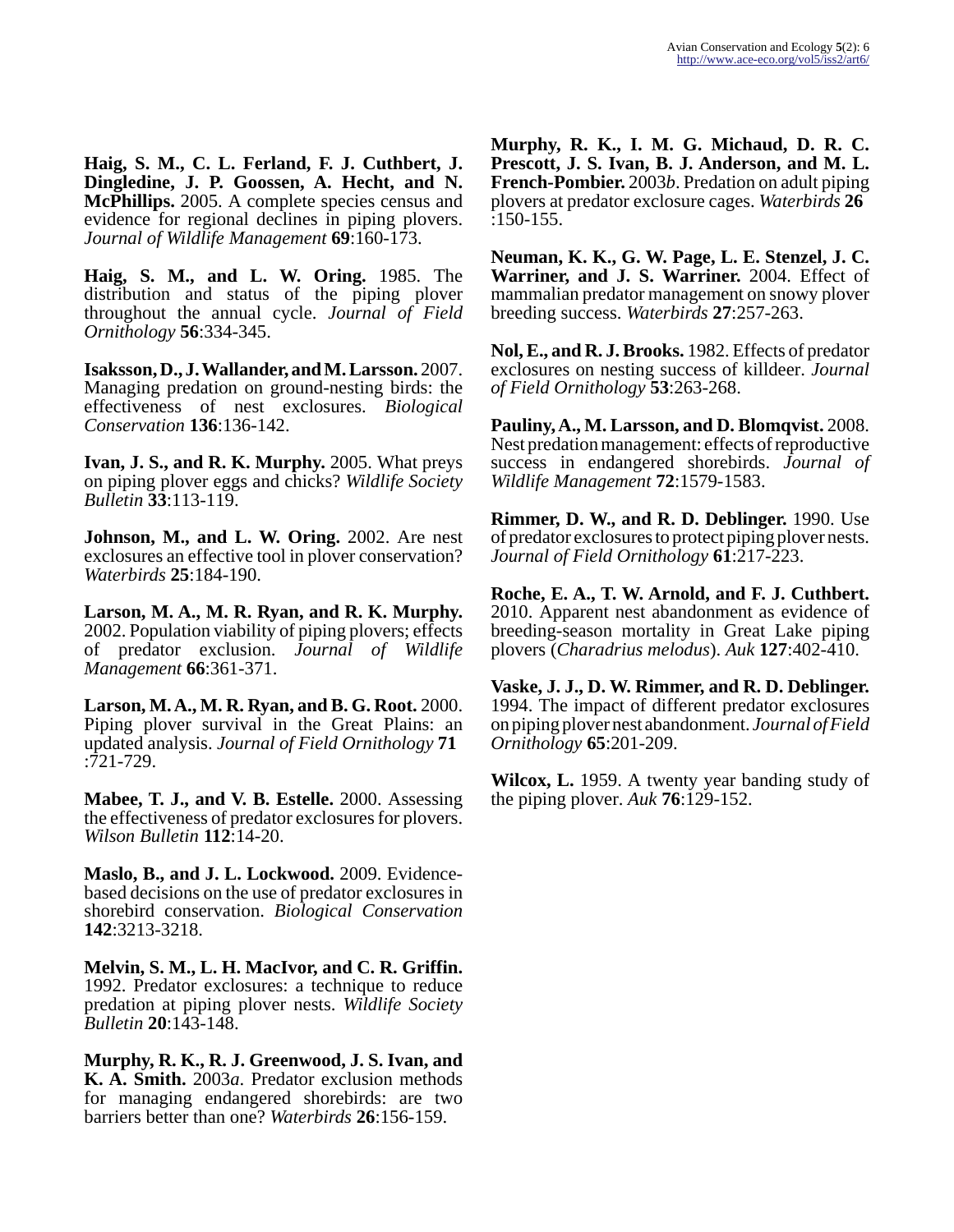**Haig, S. M., C. L. Ferland, F. J. Cuthbert, J. Dingledine, J. P. Goossen, A. Hecht, and N. McPhillips.** 2005. A complete species census and evidence for regional declines in piping plovers. *Journal of Wildlife Management* **69**:160-173.

**Haig, S. M., and L. W. Oring.** 1985. The distribution and status of the piping plover throughout the annual cycle. *Journal of Field Ornithology* **56**:334-345.

**Isaksson, D., J. Wallander, and M. Larsson.** 2007. Managing predation on ground-nesting birds: the effectiveness of nest exclosures. *Biological Conservation* **136**:136-142.

**Ivan, J. S., and R. K. Murphy.** 2005. What preys on piping plover eggs and chicks? *Wildlife Society Bulletin* **33**:113-119.

**Johnson, M., and L. W. Oring.** 2002. Are nest exclosures an effective tool in plover conservation? *Waterbirds* **25**:184-190.

**Larson, M. A., M. R. Ryan, and R. K. Murphy.** 2002. Population viability of piping plovers; effects of predator exclusion. *Journal of Wildlife Management* **66**:361-371.

**Larson, M. A., M. R. Ryan, and B. G. Root.** 2000. Piping plover survival in the Great Plains: an updated analysis. *Journal of Field Ornithology* **71**:721-729.

**Mabee, T. J., and V. B. Estelle.** 2000. Assessing the effectiveness of predator exclosures for plovers. *Wilson Bulletin* **112**:14-20.

**Maslo, B., and J. L. Lockwood.** 2009. Evidence-based decisions on the use of predator exclosures in shorebird conservation. *Biological Conservation* **142**:3213-3218.

**Melvin, S. M., L. H. MacIvor, and C. R. Griffin.** 1992. Predator exclosures: a technique to reduce predation at piping plover nests. *Wildlife Society Bulletin* **20**:143-148.

**Murphy, R. K., R. J. Greenwood, J. S. Ivan, and K. A. Smith.** 2003*a*. Predator exclusion methods for managing endangered shorebirds: are two barriers better than one? *Waterbirds* **26**:156-159.

**Murphy, R. K., I. M. G. Michaud, D. R. C. Prescott, J. S. Ivan, B. J. Anderson, and M. L. French-Pombier.** 2003*b*. Predation on adult piping plovers at predator exclosure cages. *Waterbirds* **26**:150-155.

**Neuman, K. K., G. W. Page, L. E. Stenzel, J. C. Warriner, and J. S. Warriner.** 2004. Effect of mammalian predator management on snowy plover breeding success. *Waterbirds* **27**:257-263.

**Nol, E., and R. J. Brooks.** 1982. Effects of predator exclosures on nesting success of killdeer. *Journal of Field Ornithology* **53**:263-268.

**Pauliny, A., M. Larsson, and D. Blomqvist.** 2008. Nest predation management: effects of reproductive success in endangered shorebirds. *Journal of Wildlife Management* **72**:1579-1583.

**Rimmer, D. W., and R. D. Deblinger.** 1990. Use of predator exclosures to protect piping plover nests. *Journal of Field Ornithology* **61**:217-223.

**Roche, E. A., T. W. Arnold, and F. J. Cuthbert.** 2010. Apparent nest abandonment as evidence of breeding-season mortality in Great Lake piping plovers (*Charadrius melodus*). *Auk* **127**:402-410.

**Vaske, J. J., D. W. Rimmer, and R. D. Deblinger.** 1994. The impact of different predator exclosures on piping plover nest abandonment. *Journal of Field Ornithology* **65**:201-209.

**Wilcox, L.** 1959. A twenty year banding study of the piping plover. *Auk* **76**:129-152.